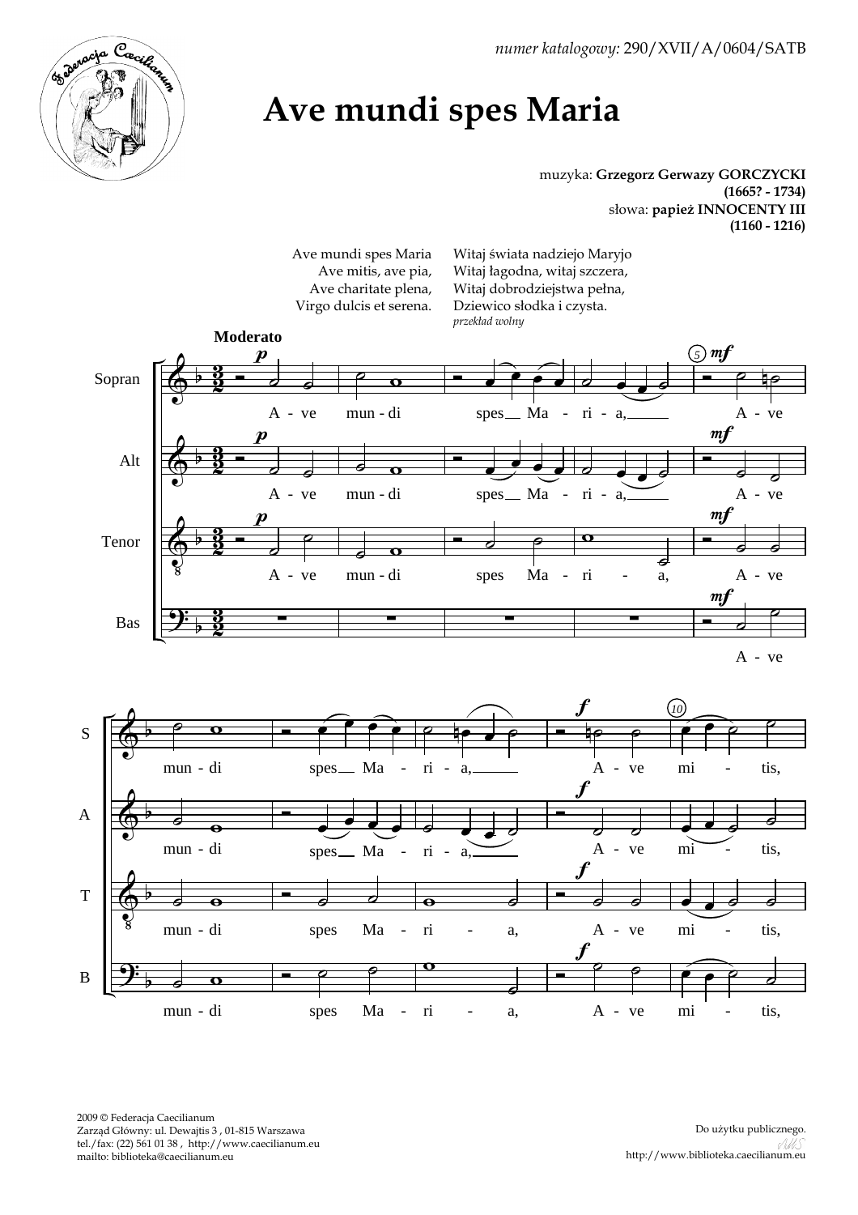*numer katalogowy:* 290/XVII/A/0604/SATB

# Ave mundi spes Maria

muzyka: **Grzegorz Gerwazy GORCZYCKI**
**(1665? - 1734)**
słowa: **papież INNOCENTY III**
**(1160 - 1216)**

| | |
|---|---|
| Ave mundi spes Maria | Witaj świata nadziejo Maryjo |
| Ave mitis, ave pia, | Witaj łagodna, witaj szczera, |
| Ave charitate plena, | Witaj dobrodziejstwa pełna, |
| Virgo dulcis et serena. | Dziewico słodka i czysta. |

*przekład wolny*

**Moderato**

Sopran, Alt, Tenor: A - ve mun - di spes Ma - ri - a, A - ve mun - di spes Ma - ri - a, A - ve mi - tis,

Bas: A - ve mun - di spes Ma - ri - a, A - ve mi - tis,

2009 © Federacja Caecilianum
Zarząd Główny: ul. Dewajtis 3 , 01-815 Warszawa
tel./fax: (22) 561 01 38 , http://www.caecilianum.eu
mailto: biblioteka@caecilianum.eu

Do użytku publicznego.
http://www.biblioteka.caecilianum.eu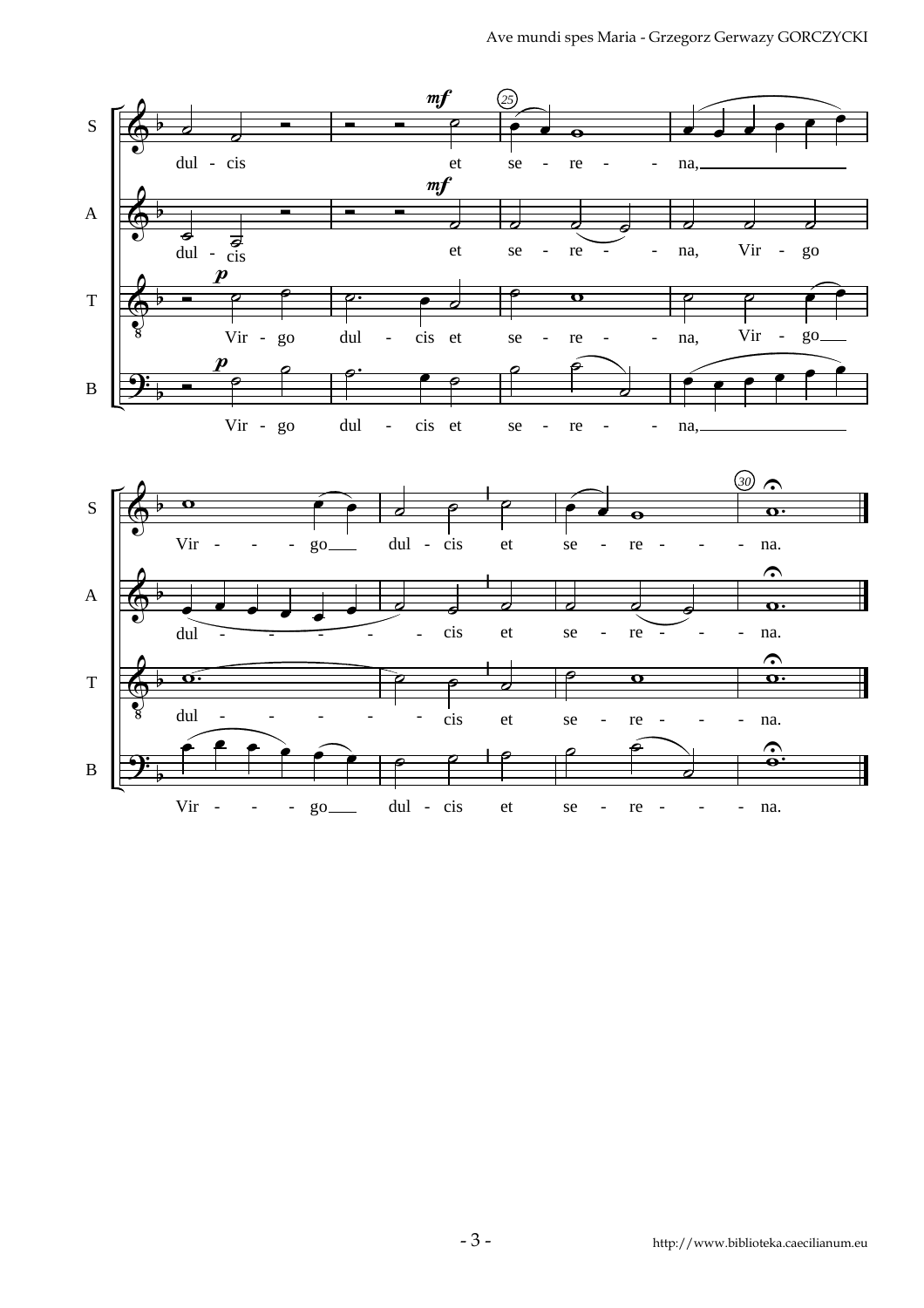S: dul - cis et se - re - na, Vir - go dul - cis et se - re - na.

A: dul - cis et se - re - na, Vir - go dul - cis et se - re - na.

T: Vir - go dul - cis et se - re - na, Vir - go dul - cis et se - re - na.

B: Vir - go dul - cis et se - re - na, Vir - go dul - cis et se - re - na.